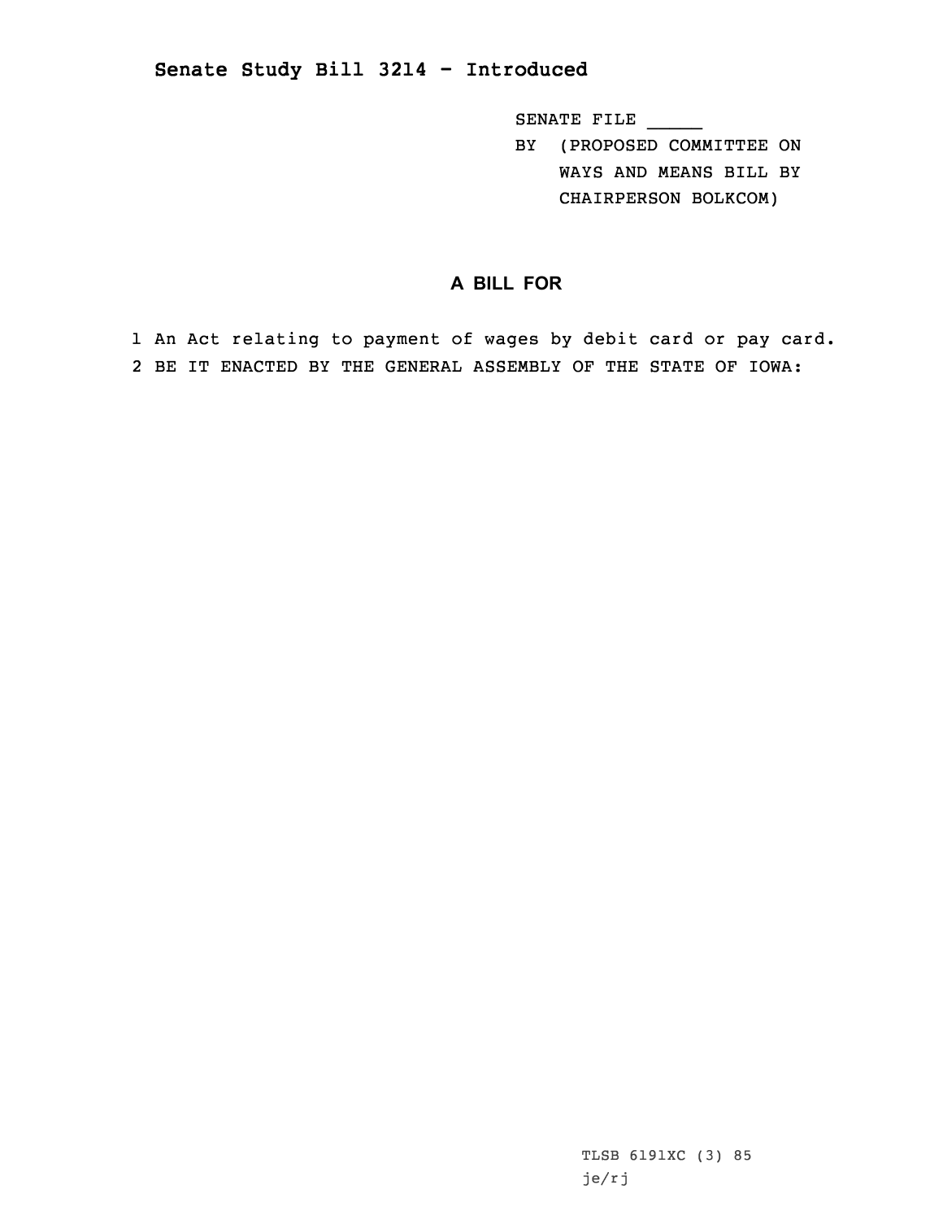**Senate Study Bill 3214 - Introduced**

SENATE FILE _____

BY (PROPOSED COMMITTEE ON WAYS AND MEANS BILL BY CHAIRPERSON BOLKCOM)

## A BILL FOR

1 An Act relating to payment of wages by debit card or pay card.

2 BE IT ENACTED BY THE GENERAL ASSEMBLY OF THE STATE OF IOWA:

TLSB 6191XC (3) 85

je/rj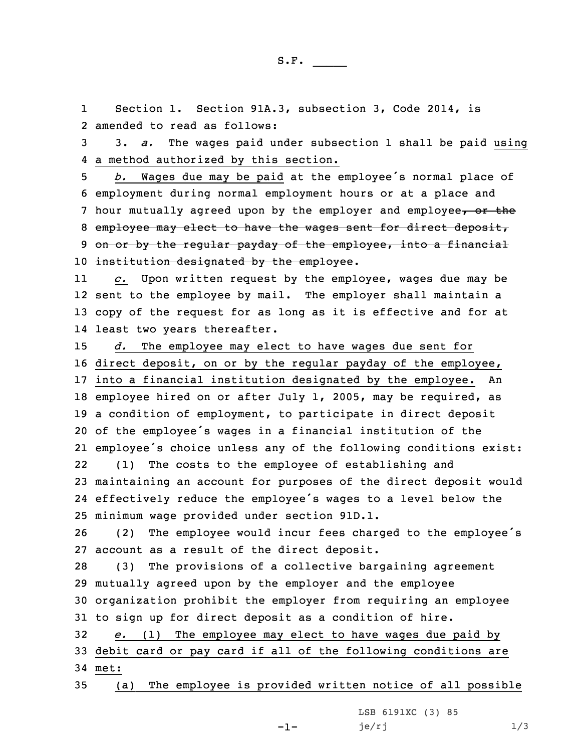S.F. _____

Section 1. Section 91A.3, subsection 3, Code 2014, is amended to read as follows:

3. *a.* The wages paid under subsection 1 shall be paid using a method authorized by this section.

*b.* Wages due may be paid at the employee's normal place of employment during normal employment hours or at a place and hour mutually agreed upon by the employer and employee~~, or the employee may elect to have the wages sent for direct deposit, on or by the regular payday of the employee, into a financial institution designated by the employee~~.

*c.* Upon written request by the employee, wages due may be sent to the employee by mail. The employer shall maintain a copy of the request for as long as it is effective and for at least two years thereafter.

*d.* The employee may elect to have wages due sent for direct deposit, on or by the regular payday of the employee, into a financial institution designated by the employee. An employee hired on or after July 1, 2005, may be required, as a condition of employment, to participate in direct deposit of the employee's wages in a financial institution of the employee's choice unless any of the following conditions exist:

(1) The costs to the employee of establishing and maintaining an account for purposes of the direct deposit would effectively reduce the employee's wages to a level below the minimum wage provided under section 91D.1.

(2) The employee would incur fees charged to the employee's account as a result of the direct deposit.

(3) The provisions of a collective bargaining agreement mutually agreed upon by the employer and the employee organization prohibit the employer from requiring an employee to sign up for direct deposit as a condition of hire.

*e.* (1) The employee may elect to have wages due paid by debit card or pay card if all of the following conditions are met:

(a) The employee is provided written notice of all possible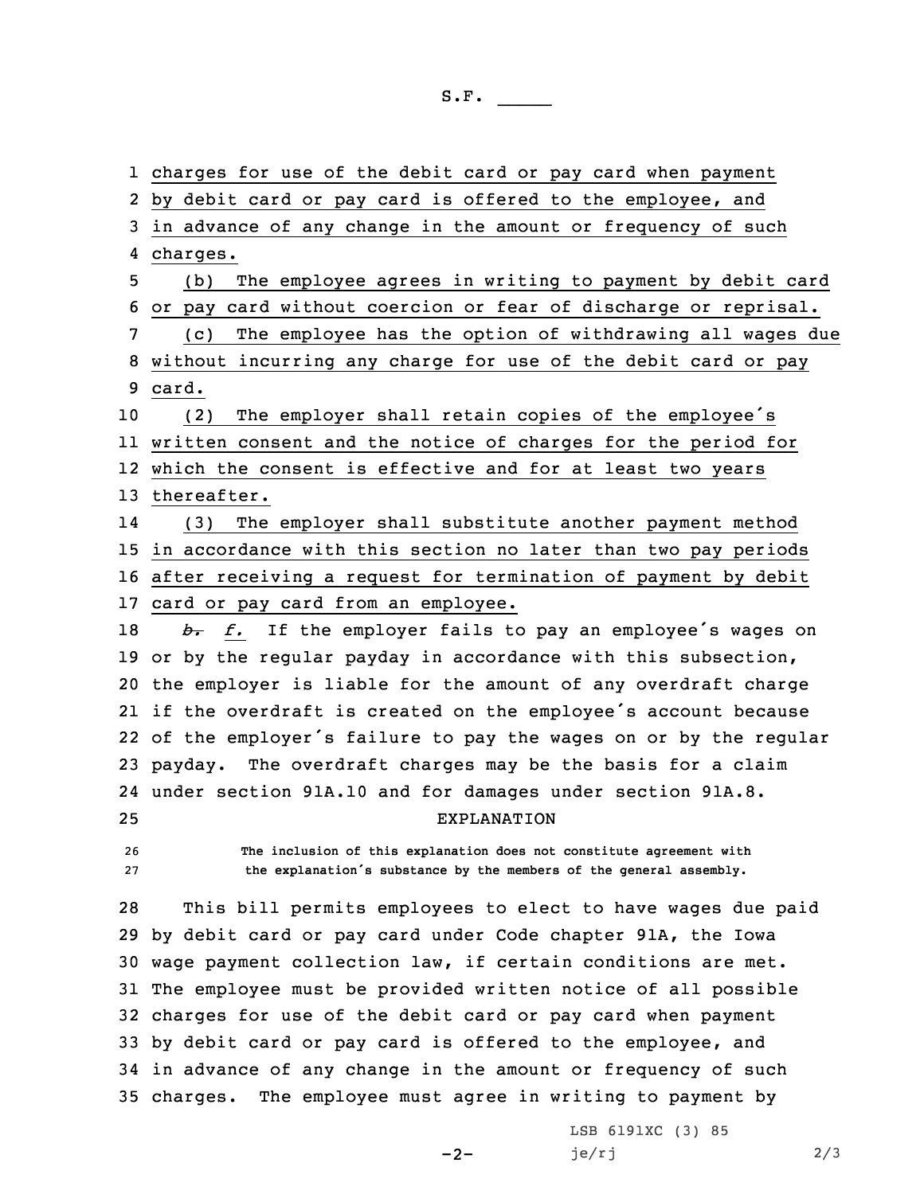charges for use of the debit card or pay card when payment by debit card or pay card is offered to the employee, and in advance of any change in the amount or frequency of such charges.

(b) The employee agrees in writing to payment by debit card or pay card without coercion or fear of discharge or reprisal.

(c) The employee has the option of withdrawing all wages due without incurring any charge for use of the debit card or pay card.

(2) The employer shall retain copies of the employee's written consent and the notice of charges for the period for which the consent is effective and for at least two years thereafter.

(3) The employer shall substitute another payment method in accordance with this section no later than two pay periods after receiving a request for termination of payment by debit card or pay card from an employee.

~~*b.*~~ *f.* If the employer fails to pay an employee's wages on or by the regular payday in accordance with this subsection, the employer is liable for the amount of any overdraft charge if the overdraft is created on the employee's account because of the employer's failure to pay the wages on or by the regular payday. The overdraft charges may be the basis for a claim under section 91A.10 and for damages under section 91A.8.

## EXPLANATION

**The inclusion of this explanation does not constitute agreement with the explanation's substance by the members of the general assembly.**

This bill permits employees to elect to have wages due paid by debit card or pay card under Code chapter 91A, the Iowa wage payment collection law, if certain conditions are met. The employee must be provided written notice of all possible charges for use of the debit card or pay card when payment by debit card or pay card is offered to the employee, and in advance of any change in the amount or frequency of such charges. The employee must agree in writing to payment by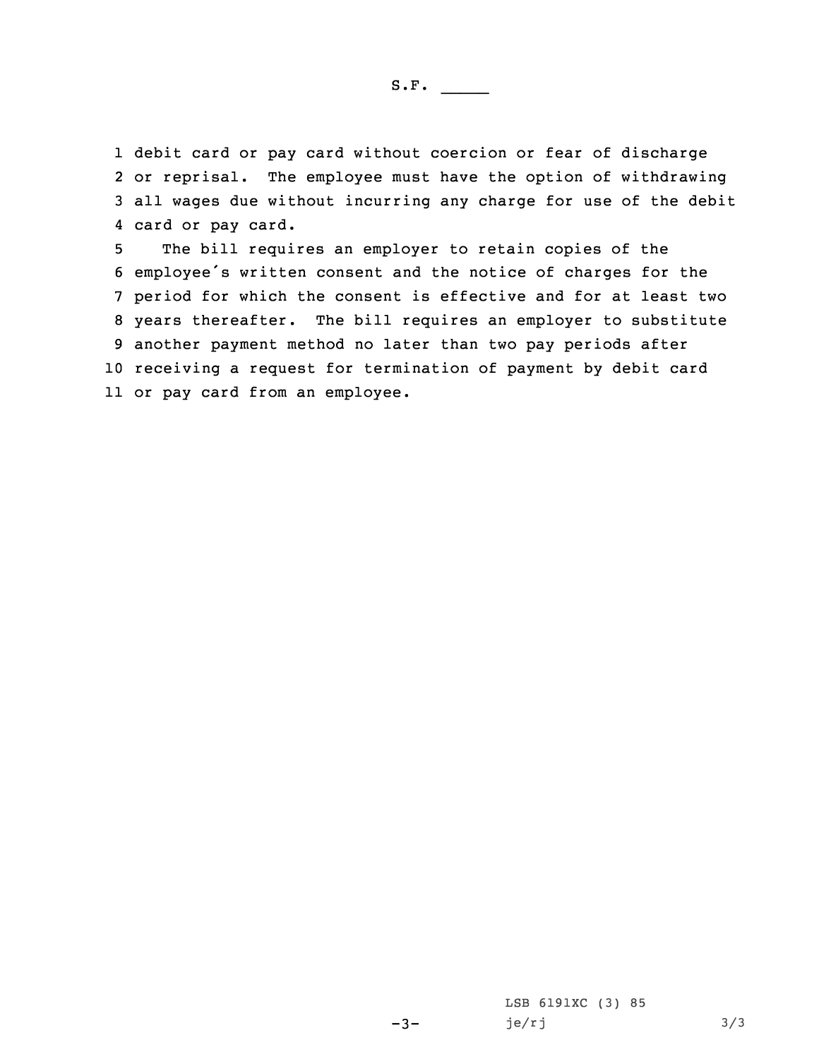debit card or pay card without coercion or fear of discharge or reprisal. The employee must have the option of withdrawing all wages due without incurring any charge for use of the debit card or pay card.

The bill requires an employer to retain copies of the employee's written consent and the notice of charges for the period for which the consent is effective and for at least two years thereafter. The bill requires an employer to substitute another payment method no later than two pay periods after receiving a request for termination of payment by debit card or pay card from an employee.